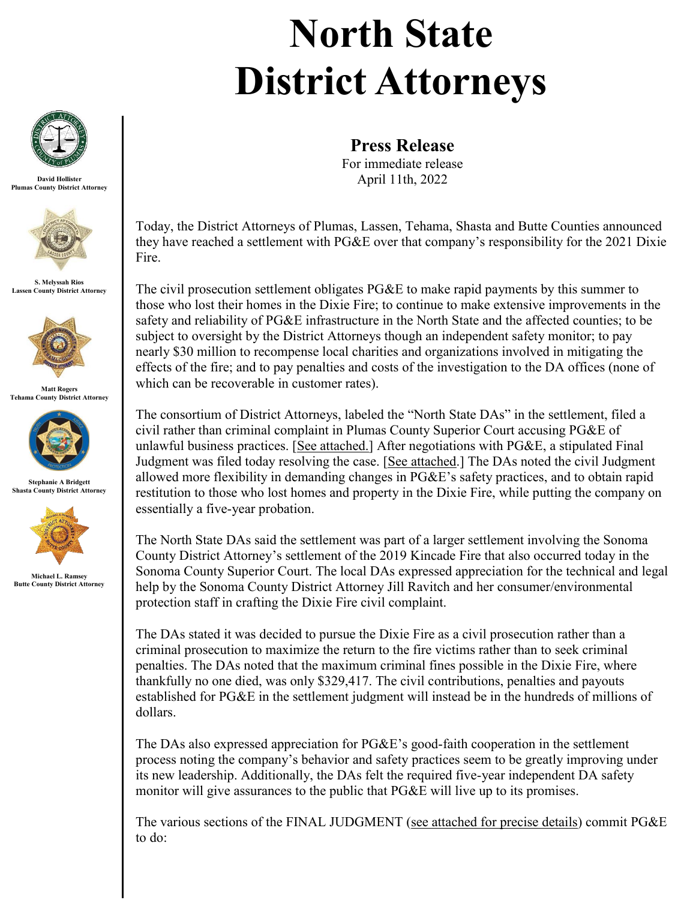# North State District Attorneys

David Hollister
Plumas County District Attorney

S. Melyssah Rios
Lassen County District Attorney

Matt Rogers
Tehama County District Attorney

Stephanie A Bridgett
Shasta County District Attorney

Michael L. Ramsey
Butte County District Attorney

## Press Release

For immediate release
April 11th, 2022

Today, the District Attorneys of Plumas, Lassen, Tehama, Shasta and Butte Counties announced they have reached a settlement with PG&E over that company's responsibility for the 2021 Dixie Fire.

The civil prosecution settlement obligates PG&E to make rapid payments by this summer to those who lost their homes in the Dixie Fire; to continue to make extensive improvements in the safety and reliability of PG&E infrastructure in the North State and the affected counties; to be subject to oversight by the District Attorneys though an independent safety monitor; to pay nearly $30 million to recompense local charities and organizations involved in mitigating the effects of the fire; and to pay penalties and costs of the investigation to the DA offices (none of which can be recoverable in customer rates).

The consortium of District Attorneys, labeled the "North State DAs" in the settlement, filed a civil rather than criminal complaint in Plumas County Superior Court accusing PG&E of unlawful business practices. [See attached.] After negotiations with PG&E, a stipulated Final Judgment was filed today resolving the case. [See attached.] The DAs noted the civil Judgment allowed more flexibility in demanding changes in PG&E's safety practices, and to obtain rapid restitution to those who lost homes and property in the Dixie Fire, while putting the company on essentially a five-year probation.

The North State DAs said the settlement was part of a larger settlement involving the Sonoma County District Attorney's settlement of the 2019 Kincade Fire that also occurred today in the Sonoma County Superior Court. The local DAs expressed appreciation for the technical and legal help by the Sonoma County District Attorney Jill Ravitch and her consumer/environmental protection staff in crafting the Dixie Fire civil complaint.

The DAs stated it was decided to pursue the Dixie Fire as a civil prosecution rather than a criminal prosecution to maximize the return to the fire victims rather than to seek criminal penalties. The DAs noted that the maximum criminal fines possible in the Dixie Fire, where thankfully no one died, was only $329,417. The civil contributions, penalties and payouts established for PG&E in the settlement judgment will instead be in the hundreds of millions of dollars.

The DAs also expressed appreciation for PG&E's good-faith cooperation in the settlement process noting the company's behavior and safety practices seem to be greatly improving under its new leadership. Additionally, the DAs felt the required five-year independent DA safety monitor will give assurances to the public that PG&E will live up to its promises.

The various sections of the FINAL JUDGMENT (see attached for precise details) commit PG&E to do: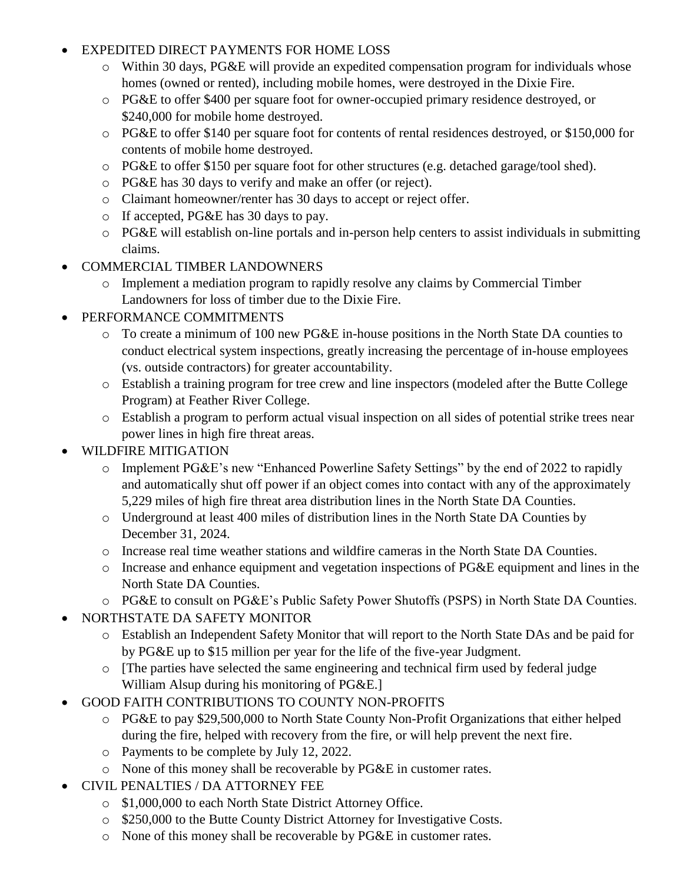- EXPEDITED DIRECT PAYMENTS FOR HOME LOSS
  - Within 30 days, PG&E will provide an expedited compensation program for individuals whose homes (owned or rented), including mobile homes, were destroyed in the Dixie Fire.
  - PG&E to offer $400 per square foot for owner-occupied primary residence destroyed, or $240,000 for mobile home destroyed.
  - PG&E to offer $140 per square foot for contents of rental residences destroyed, or $150,000 for contents of mobile home destroyed.
  - PG&E to offer $150 per square foot for other structures (e.g. detached garage/tool shed).
  - PG&E has 30 days to verify and make an offer (or reject).
  - Claimant homeowner/renter has 30 days to accept or reject offer.
  - If accepted, PG&E has 30 days to pay.
  - PG&E will establish on-line portals and in-person help centers to assist individuals in submitting claims.
- COMMERCIAL TIMBER LANDOWNERS
  - Implement a mediation program to rapidly resolve any claims by Commercial Timber Landowners for loss of timber due to the Dixie Fire.
- PERFORMANCE COMMITMENTS
  - To create a minimum of 100 new PG&E in-house positions in the North State DA counties to conduct electrical system inspections, greatly increasing the percentage of in-house employees (vs. outside contractors) for greater accountability.
  - Establish a training program for tree crew and line inspectors (modeled after the Butte College Program) at Feather River College.
  - Establish a program to perform actual visual inspection on all sides of potential strike trees near power lines in high fire threat areas.
- WILDFIRE MITIGATION
  - Implement PG&E's new "Enhanced Powerline Safety Settings" by the end of 2022 to rapidly and automatically shut off power if an object comes into contact with any of the approximately 5,229 miles of high fire threat area distribution lines in the North State DA Counties.
  - Underground at least 400 miles of distribution lines in the North State DA Counties by December 31, 2024.
  - Increase real time weather stations and wildfire cameras in the North State DA Counties.
  - Increase and enhance equipment and vegetation inspections of PG&E equipment and lines in the North State DA Counties.
  - PG&E to consult on PG&E's Public Safety Power Shutoffs (PSPS) in North State DA Counties.
- NORTHSTATE DA SAFETY MONITOR
  - Establish an Independent Safety Monitor that will report to the North State DAs and be paid for by PG&E up to $15 million per year for the life of the five-year Judgment.
  - [The parties have selected the same engineering and technical firm used by federal judge William Alsup during his monitoring of PG&E.]
- GOOD FAITH CONTRIBUTIONS TO COUNTY NON-PROFITS
  - PG&E to pay $29,500,000 to North State County Non-Profit Organizations that either helped during the fire, helped with recovery from the fire, or will help prevent the next fire.
  - Payments to be complete by July 12, 2022.
  - None of this money shall be recoverable by PG&E in customer rates.
- CIVIL PENALTIES / DA ATTORNEY FEE
  - $1,000,000 to each North State District Attorney Office.
  - $250,000 to the Butte County District Attorney for Investigative Costs.
  - None of this money shall be recoverable by PG&E in customer rates.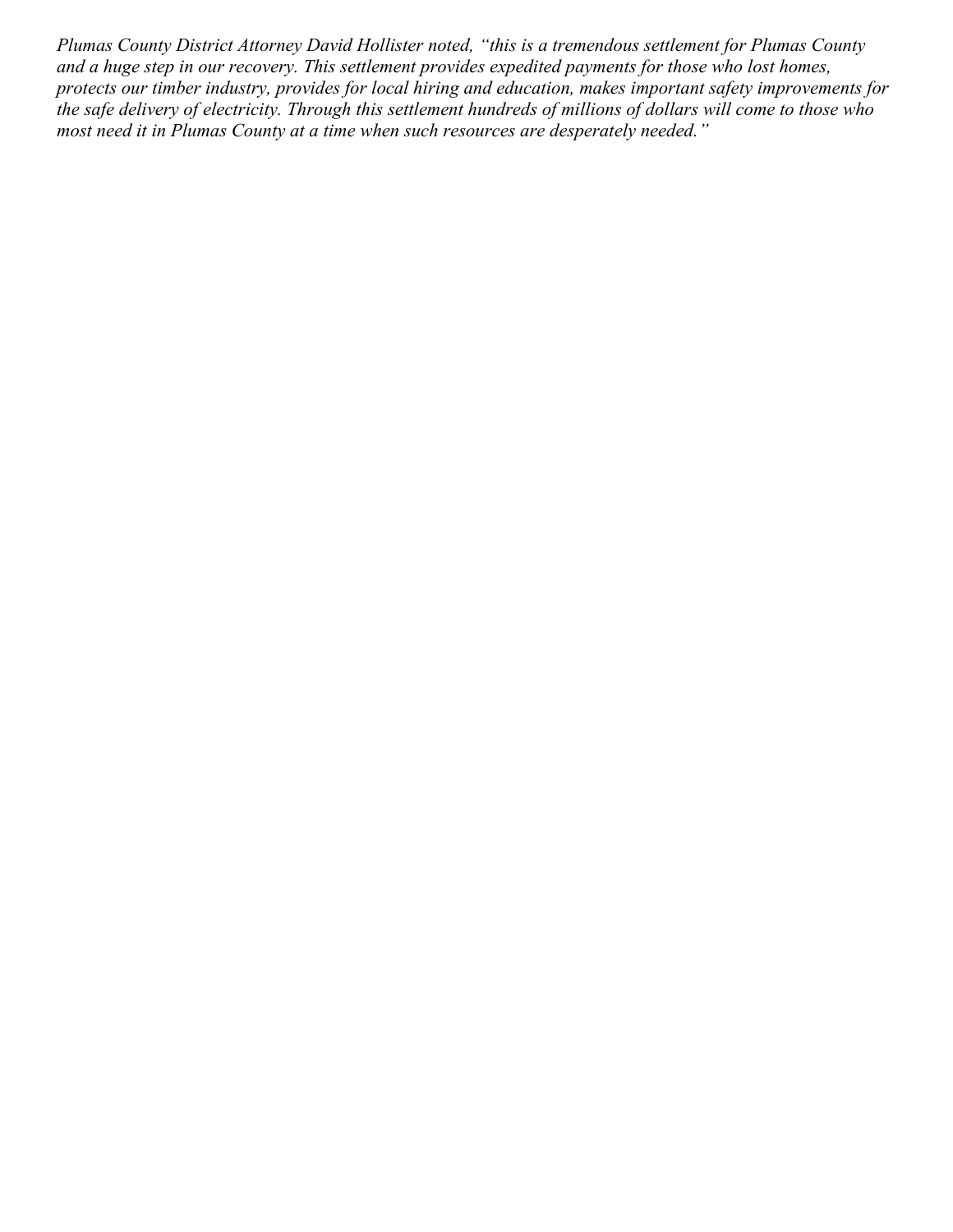*Plumas County District Attorney David Hollister noted, "this is a tremendous settlement for Plumas County and a huge step in our recovery. This settlement provides expedited payments for those who lost homes, protects our timber industry, provides for local hiring and education, makes important safety improvements for the safe delivery of electricity. Through this settlement hundreds of millions of dollars will come to those who most need it in Plumas County at a time when such resources are desperately needed."*